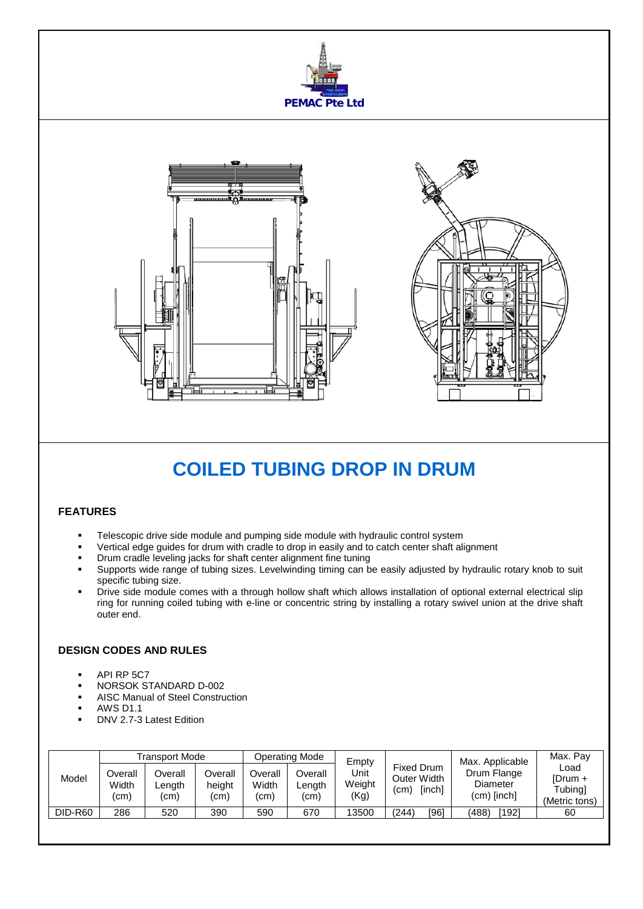**PEMAC Pte Ltd**

# COILED TUBING DROP IN DRUM

### FEATURES

- Telescopic drive side module and pumping side module with hydraulic control system
- Vertical edge guides for drum with cradle to drop in easily and to catch center shaft alignment
- Drum cradle leveling jacks for shaft center alignment fine tuning
- Supports wide range of tubing sizes. Levelwinding timing can be easily adjusted by hydraulic rotary knob to suit specific tubing size.
- Drive side module comes with a through hollow shaft which allows installation of optional external electrical slip ring for running coiled tubing with e-line or concentric string by installing a rotary swivel union at the drive shaft outer end.

### DESIGN CODES AND RULES

- API RP 5C7
- NORSOK STANDARD D-002
- AISC Manual of Steel Construction
- AWS D1.1
- DNV 2.7-3 Latest Edition

| Model | Transport Mode | | | Operating Mode | | Empty Unit Weight (Kg) | Fixed Drum Outer Width (cm) [inch] | Max. Applicable Drum Flange Diameter (cm) [inch] | Max. Pay Load [Drum + Tubing] (Metric tons) |
|---|---|---|---|---|---|---|---|---|---|
| | Overall Width (cm) | Overall Length (cm) | Overall height (cm) | Overall Width (cm) | Overall Length (cm) | | | | |
| DID-R60 | 286 | 520 | 390 | 590 | 670 | 13500 | (244) [96] | (488) [192] | 60 |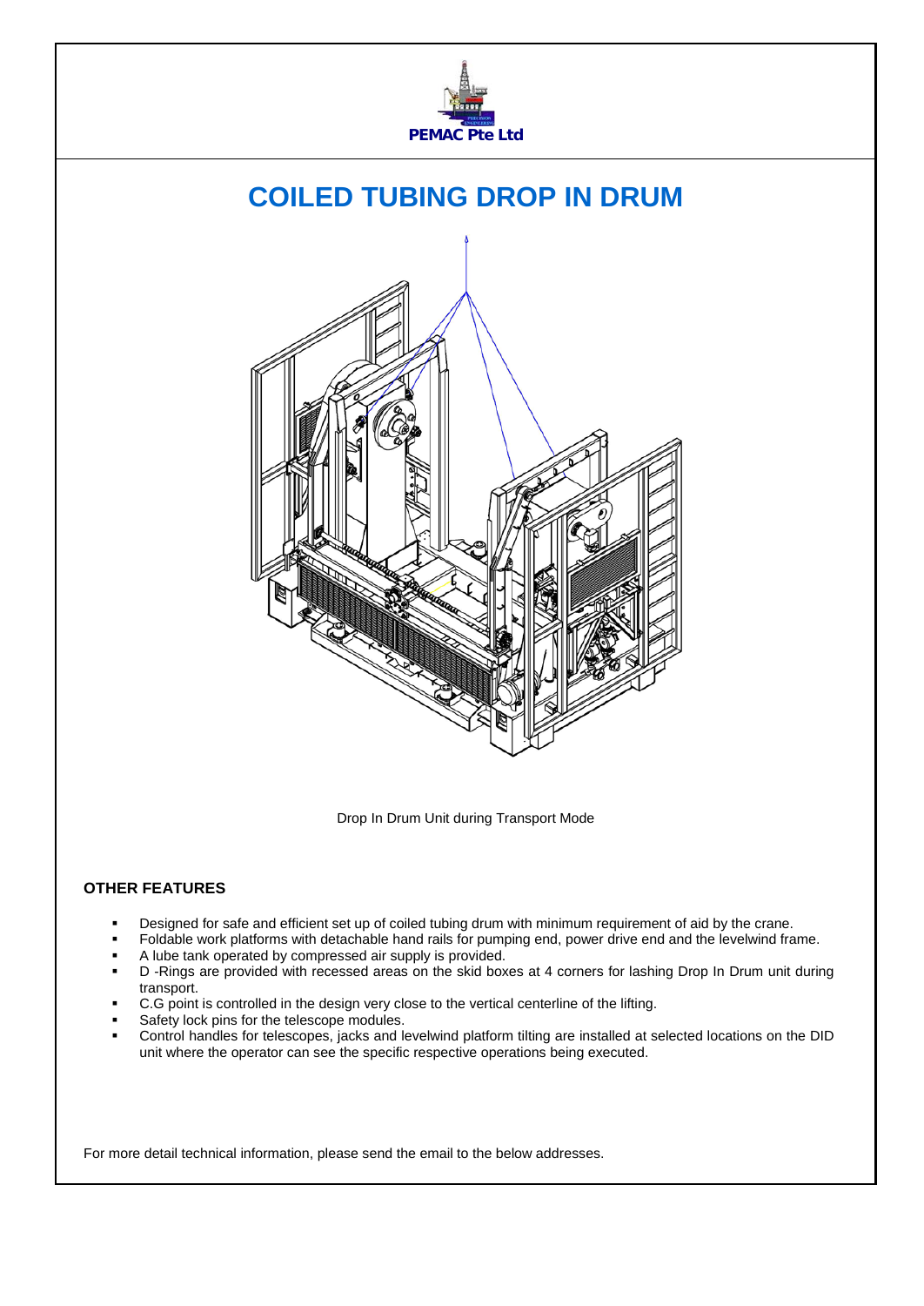PEMAC Pte Ltd

# COILED TUBING DROP IN DRUM

Drop In Drum Unit during Transport Mode

### OTHER FEATURES

- Designed for safe and efficient set up of coiled tubing drum with minimum requirement of aid by the crane.
- Foldable work platforms with detachable hand rails for pumping end, power drive end and the levelwind frame.
- A lube tank operated by compressed air supply is provided.
- D -Rings are provided with recessed areas on the skid boxes at 4 corners for lashing Drop In Drum unit during transport.
- C.G point is controlled in the design very close to the vertical centerline of the lifting.
- Safety lock pins for the telescope modules.
- Control handles for telescopes, jacks and levelwind platform tilting are installed at selected locations on the DID unit where the operator can see the specific respective operations being executed.

For more detail technical information, please send the email to the below addresses.